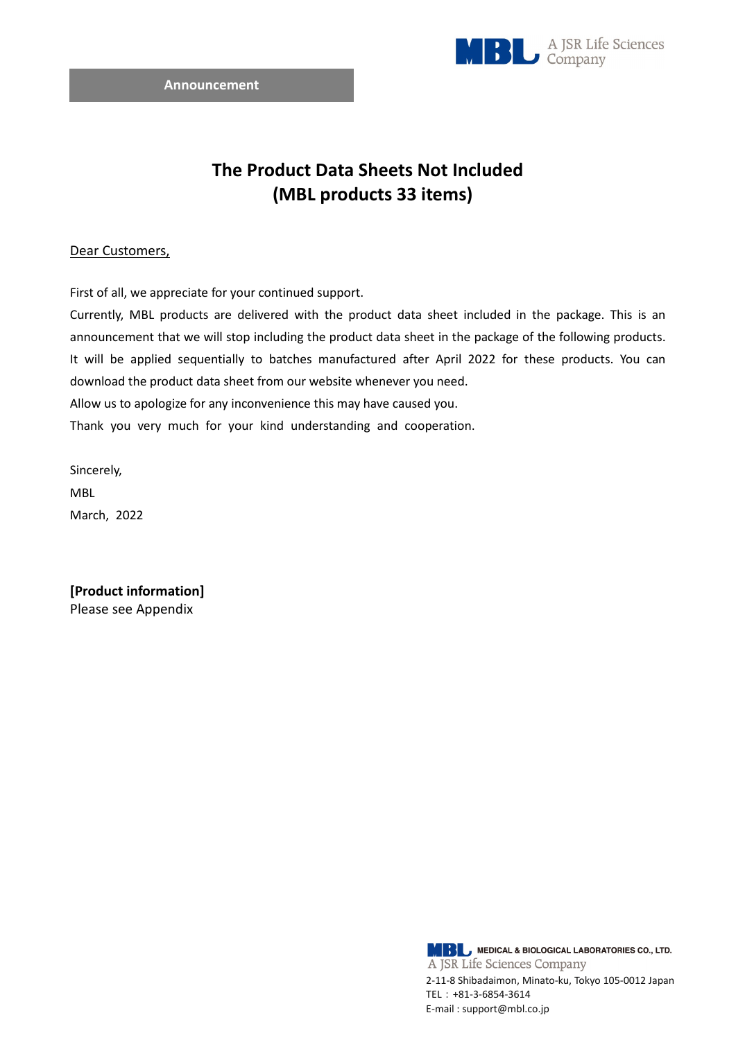**Announcement**

# The Product Data Sheets Not Included (MBL products 33 items)

Dear Customers,

First of all, we appreciate for your continued support.
Currently, MBL products are delivered with the product data sheet included in the package. This is an announcement that we will stop including the product data sheet in the package of the following products. It will be applied sequentially to batches manufactured after April 2022 for these products. You can download the product data sheet from our website whenever you need.
Allow us to apologize for any inconvenience this may have caused you.
Thank you very much for your kind understanding and cooperation.

Sincerely,
MBL
March, 2022

**[Product information]**
Please see Appendix

MEDICAL & BIOLOGICAL LABORATORIES CO., LTD.
A JSR Life Sciences Company
2-11-8 Shibadaimon, Minato-ku, Tokyo 105-0012 Japan
TEL：+81-3-6854-3614
E-mail : support@mbl.co.jp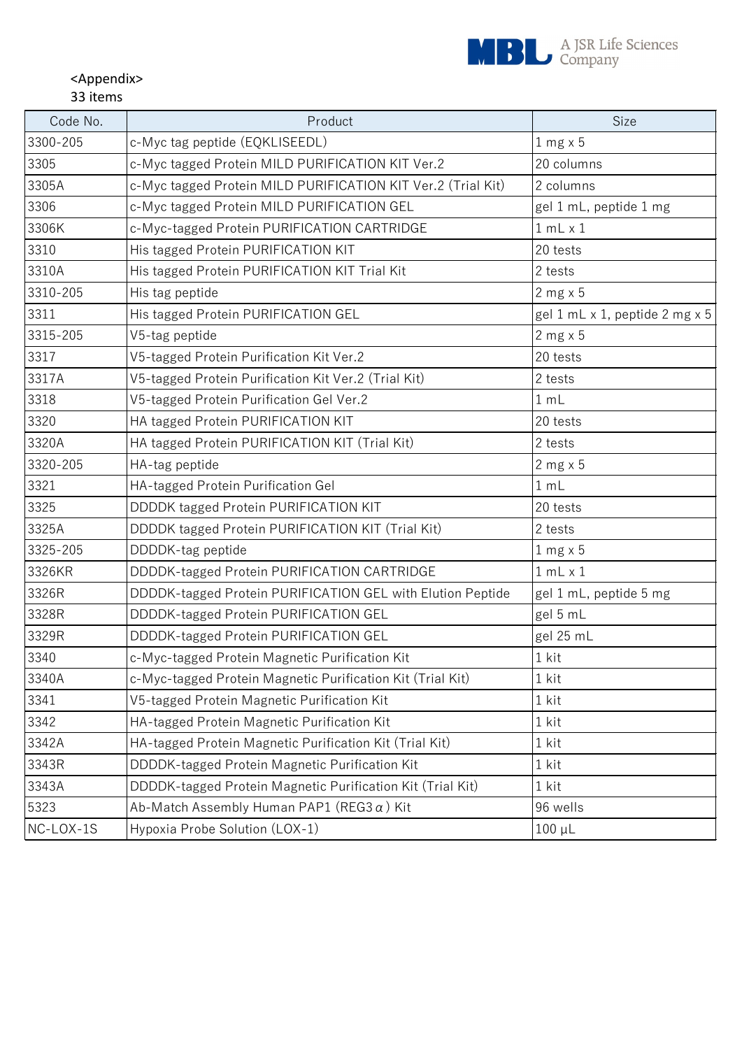<Appendix>
33 items

| Code No. | Product | Size |
|---|---|---|
| 3300-205 | c-Myc tag peptide (EQKLISEEDL) | 1 mg x 5 |
| 3305 | c-Myc tagged Protein MILD PURIFICATION KIT Ver.2 | 20 columns |
| 3305A | c-Myc tagged Protein MILD PURIFICATION KIT Ver.2 (Trial Kit) | 2 columns |
| 3306 | c-Myc tagged Protein MILD PURIFICATION GEL | gel 1 mL, peptide 1 mg |
| 3306K | c-Myc-tagged Protein PURIFICATION CARTRIDGE | 1 mL x 1 |
| 3310 | His tagged Protein PURIFICATION KIT | 20 tests |
| 3310A | His tagged Protein PURIFICATION KIT Trial Kit | 2 tests |
| 3310-205 | His tag peptide | 2 mg x 5 |
| 3311 | His tagged Protein PURIFICATION GEL | gel 1 mL x 1, peptide 2 mg x 5 |
| 3315-205 | V5-tag peptide | 2 mg x 5 |
| 3317 | V5-tagged Protein Purification Kit Ver.2 | 20 tests |
| 3317A | V5-tagged Protein Purification Kit Ver.2 (Trial Kit) | 2 tests |
| 3318 | V5-tagged Protein Purification Gel Ver.2 | 1 mL |
| 3320 | HA tagged Protein PURIFICATION KIT | 20 tests |
| 3320A | HA tagged Protein PURIFICATION KIT (Trial Kit) | 2 tests |
| 3320-205 | HA-tag peptide | 2 mg x 5 |
| 3321 | HA-tagged Protein Purification Gel | 1 mL |
| 3325 | DDDDK tagged Protein PURIFICATION KIT | 20 tests |
| 3325A | DDDDK tagged Protein PURIFICATION KIT (Trial Kit) | 2 tests |
| 3325-205 | DDDDK-tag peptide | 1 mg x 5 |
| 3326KR | DDDDK-tagged Protein PURIFICATION CARTRIDGE | 1 mL x 1 |
| 3326R | DDDDK-tagged Protein PURIFICATION GEL with Elution Peptide | gel 1 mL, peptide 5 mg |
| 3328R | DDDDK-tagged Protein PURIFICATION GEL | gel 5 mL |
| 3329R | DDDDK-tagged Protein PURIFICATION GEL | gel 25 mL |
| 3340 | c-Myc-tagged Protein Magnetic Purification Kit | 1 kit |
| 3340A | c-Myc-tagged Protein Magnetic Purification Kit (Trial Kit) | 1 kit |
| 3341 | V5-tagged Protein Magnetic Purification Kit | 1 kit |
| 3342 | HA-tagged Protein Magnetic Purification Kit | 1 kit |
| 3342A | HA-tagged Protein Magnetic Purification Kit (Trial Kit) | 1 kit |
| 3343R | DDDDK-tagged Protein Magnetic Purification Kit | 1 kit |
| 3343A | DDDDK-tagged Protein Magnetic Purification Kit (Trial Kit) | 1 kit |
| 5323 | Ab-Match Assembly Human PAP1 (REG3α) Kit | 96 wells |
| NC-LOX-1S | Hypoxia Probe Solution (LOX-1) | 100 µL |